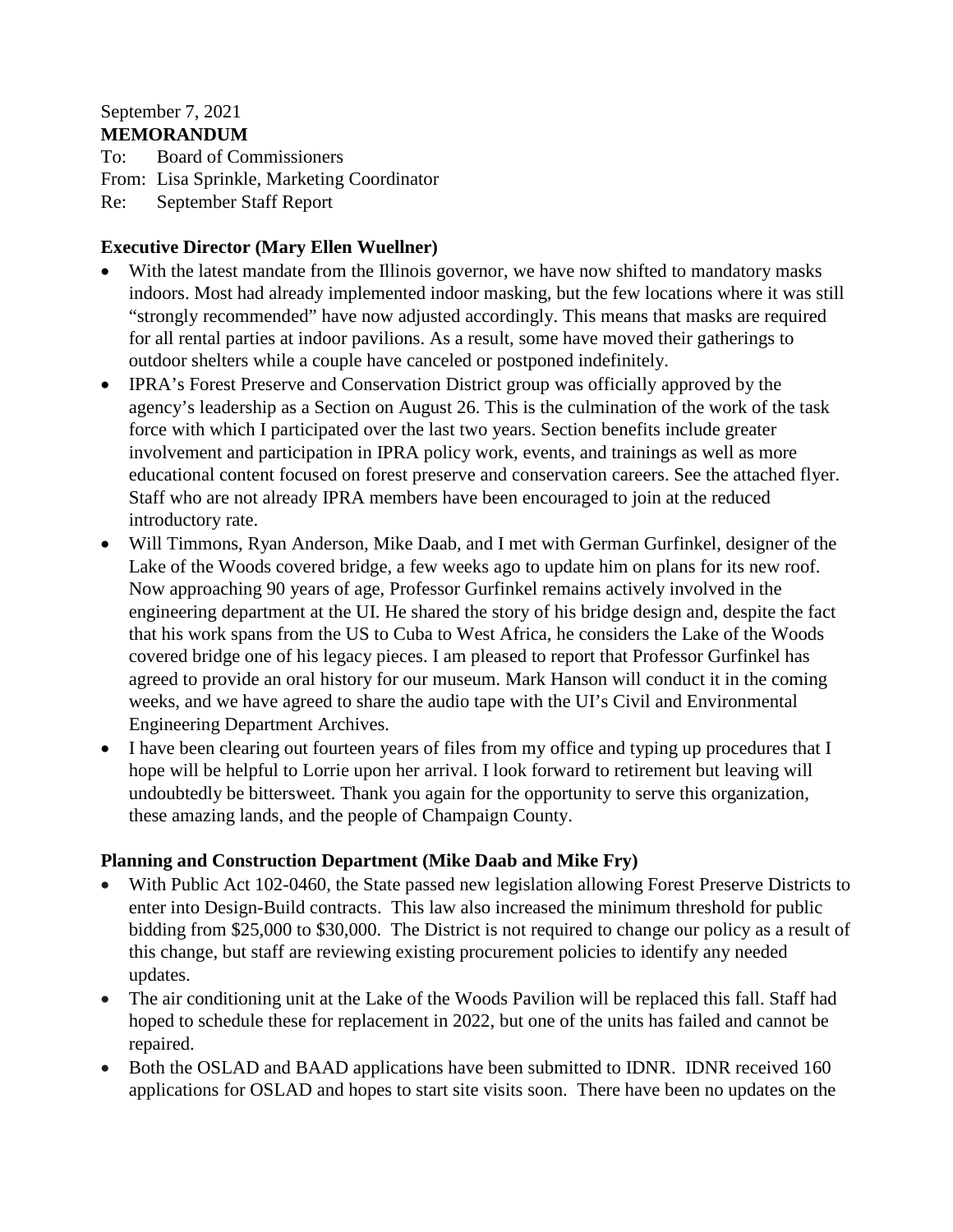September 7, 2021

**MEMORANDUM**

To: Board of Commissioners

From: Lisa Sprinkle, Marketing Coordinator

Re: September Staff Report

**Executive Director (Mary Ellen Wuellner)**

- With the latest mandate from the Illinois governor, we have now shifted to mandatory masks indoors. Most had already implemented indoor masking, but the few locations where it was still "strongly recommended" have now adjusted accordingly. This means that masks are required for all rental parties at indoor pavilions. As a result, some have moved their gatherings to outdoor shelters while a couple have canceled or postponed indefinitely.
- IPRA's Forest Preserve and Conservation District group was officially approved by the agency's leadership as a Section on August 26. This is the culmination of the work of the task force with which I participated over the last two years. Section benefits include greater involvement and participation in IPRA policy work, events, and trainings as well as more educational content focused on forest preserve and conservation careers. See the attached flyer. Staff who are not already IPRA members have been encouraged to join at the reduced introductory rate.
- Will Timmons, Ryan Anderson, Mike Daab, and I met with German Gurfinkel, designer of the Lake of the Woods covered bridge, a few weeks ago to update him on plans for its new roof. Now approaching 90 years of age, Professor Gurfinkel remains actively involved in the engineering department at the UI. He shared the story of his bridge design and, despite the fact that his work spans from the US to Cuba to West Africa, he considers the Lake of the Woods covered bridge one of his legacy pieces. I am pleased to report that Professor Gurfinkel has agreed to provide an oral history for our museum. Mark Hanson will conduct it in the coming weeks, and we have agreed to share the audio tape with the UI's Civil and Environmental Engineering Department Archives.
- I have been clearing out fourteen years of files from my office and typing up procedures that I hope will be helpful to Lorrie upon her arrival. I look forward to retirement but leaving will undoubtedly be bittersweet. Thank you again for the opportunity to serve this organization, these amazing lands, and the people of Champaign County.

**Planning and Construction Department (Mike Daab and Mike Fry)**

- With Public Act 102-0460, the State passed new legislation allowing Forest Preserve Districts to enter into Design-Build contracts. This law also increased the minimum threshold for public bidding from $25,000 to $30,000. The District is not required to change our policy as a result of this change, but staff are reviewing existing procurement policies to identify any needed updates.
- The air conditioning unit at the Lake of the Woods Pavilion will be replaced this fall. Staff had hoped to schedule these for replacement in 2022, but one of the units has failed and cannot be repaired.
- Both the OSLAD and BAAD applications have been submitted to IDNR. IDNR received 160 applications for OSLAD and hopes to start site visits soon. There have been no updates on the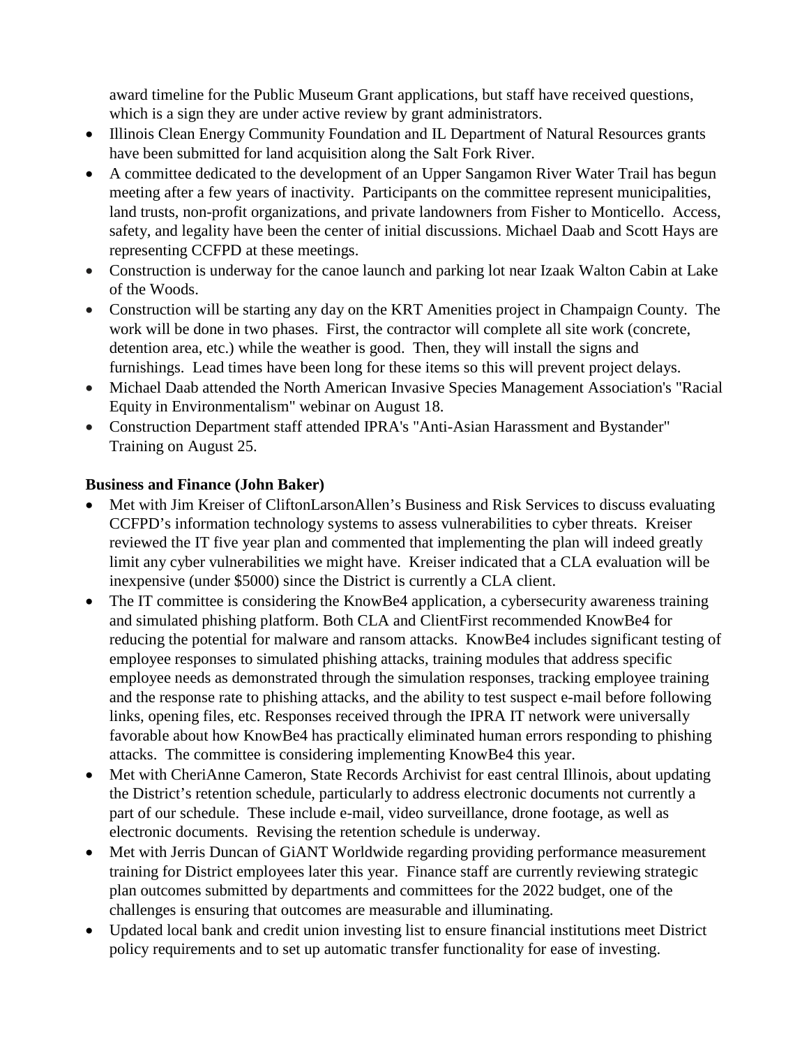award timeline for the Public Museum Grant applications, but staff have received questions, which is a sign they are under active review by grant administrators.

- Illinois Clean Energy Community Foundation and IL Department of Natural Resources grants have been submitted for land acquisition along the Salt Fork River.
- A committee dedicated to the development of an Upper Sangamon River Water Trail has begun meeting after a few years of inactivity. Participants on the committee represent municipalities, land trusts, non-profit organizations, and private landowners from Fisher to Monticello. Access, safety, and legality have been the center of initial discussions. Michael Daab and Scott Hays are representing CCFPD at these meetings.
- Construction is underway for the canoe launch and parking lot near Izaak Walton Cabin at Lake of the Woods.
- Construction will be starting any day on the KRT Amenities project in Champaign County. The work will be done in two phases. First, the contractor will complete all site work (concrete, detention area, etc.) while the weather is good. Then, they will install the signs and furnishings. Lead times have been long for these items so this will prevent project delays.
- Michael Daab attended the North American Invasive Species Management Association's "Racial Equity in Environmentalism" webinar on August 18.
- Construction Department staff attended IPRA's "Anti-Asian Harassment and Bystander" Training on August 25.

**Business and Finance (John Baker)**

- Met with Jim Kreiser of CliftonLarsonAllen's Business and Risk Services to discuss evaluating CCFPD's information technology systems to assess vulnerabilities to cyber threats. Kreiser reviewed the IT five year plan and commented that implementing the plan will indeed greatly limit any cyber vulnerabilities we might have. Kreiser indicated that a CLA evaluation will be inexpensive (under $5000) since the District is currently a CLA client.
- The IT committee is considering the KnowBe4 application, a cybersecurity awareness training and simulated phishing platform. Both CLA and ClientFirst recommended KnowBe4 for reducing the potential for malware and ransom attacks. KnowBe4 includes significant testing of employee responses to simulated phishing attacks, training modules that address specific employee needs as demonstrated through the simulation responses, tracking employee training and the response rate to phishing attacks, and the ability to test suspect e-mail before following links, opening files, etc. Responses received through the IPRA IT network were universally favorable about how KnowBe4 has practically eliminated human errors responding to phishing attacks. The committee is considering implementing KnowBe4 this year.
- Met with CheriAnne Cameron, State Records Archivist for east central Illinois, about updating the District's retention schedule, particularly to address electronic documents not currently a part of our schedule. These include e-mail, video surveillance, drone footage, as well as electronic documents. Revising the retention schedule is underway.
- Met with Jerris Duncan of GiANT Worldwide regarding providing performance measurement training for District employees later this year. Finance staff are currently reviewing strategic plan outcomes submitted by departments and committees for the 2022 budget, one of the challenges is ensuring that outcomes are measurable and illuminating.
- Updated local bank and credit union investing list to ensure financial institutions meet District policy requirements and to set up automatic transfer functionality for ease of investing.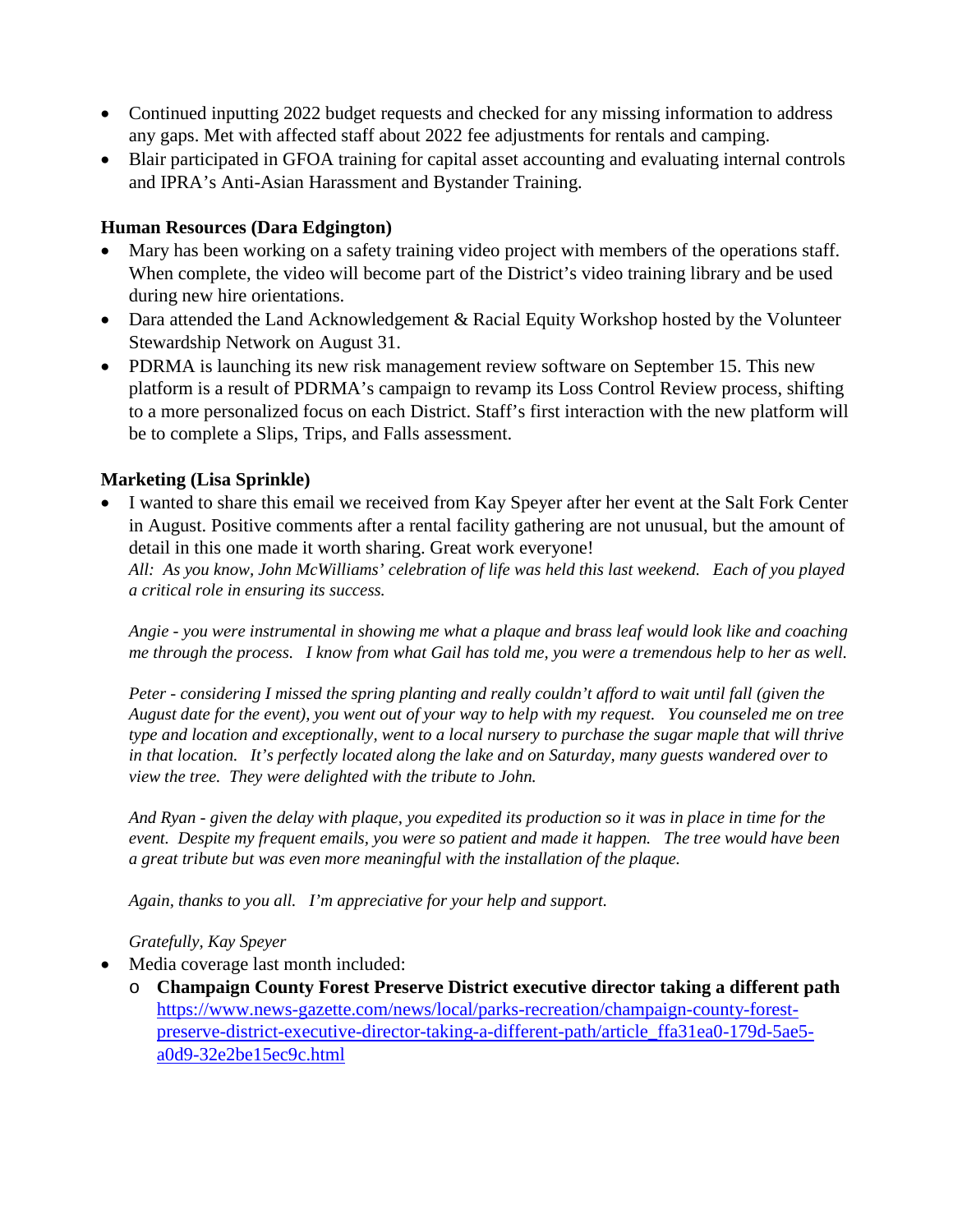- Continued inputting 2022 budget requests and checked for any missing information to address any gaps. Met with affected staff about 2022 fee adjustments for rentals and camping.
- Blair participated in GFOA training for capital asset accounting and evaluating internal controls and IPRA's Anti-Asian Harassment and Bystander Training.

**Human Resources (Dara Edgington)**

- Mary has been working on a safety training video project with members of the operations staff. When complete, the video will become part of the District's video training library and be used during new hire orientations.
- Dara attended the Land Acknowledgement & Racial Equity Workshop hosted by the Volunteer Stewardship Network on August 31.
- PDRMA is launching its new risk management review software on September 15. This new platform is a result of PDRMA's campaign to revamp its Loss Control Review process, shifting to a more personalized focus on each District. Staff's first interaction with the new platform will be to complete a Slips, Trips, and Falls assessment.

**Marketing (Lisa Sprinkle)**

- I wanted to share this email we received from Kay Speyer after her event at the Salt Fork Center in August. Positive comments after a rental facility gathering are not unusual, but the amount of detail in this one made it worth sharing. Great work everyone!

  *All: As you know, John McWilliams' celebration of life was held this last weekend. Each of you played a critical role in ensuring its success.*

  *Angie - you were instrumental in showing me what a plaque and brass leaf would look like and coaching me through the process. I know from what Gail has told me, you were a tremendous help to her as well.*

  *Peter - considering I missed the spring planting and really couldn't afford to wait until fall (given the August date for the event), you went out of your way to help with my request. You counseled me on tree type and location and exceptionally, went to a local nursery to purchase the sugar maple that will thrive in that location. It's perfectly located along the lake and on Saturday, many guests wandered over to view the tree. They were delighted with the tribute to John.*

  *And Ryan - given the delay with plaque, you expedited its production so it was in place in time for the event. Despite my frequent emails, you were so patient and made it happen. The tree would have been a great tribute but was even more meaningful with the installation of the plaque.*

  *Again, thanks to you all. I'm appreciative for your help and support.*

  *Gratefully, Kay Speyer*

- Media coverage last month included:
  - **Champaign County Forest Preserve District executive director taking a different path** https://www.news-gazette.com/news/local/parks-recreation/champaign-county-forest-preserve-district-executive-director-taking-a-different-path/article_ffa31ea0-179d-5ae5-a0d9-32e2be15ec9c.html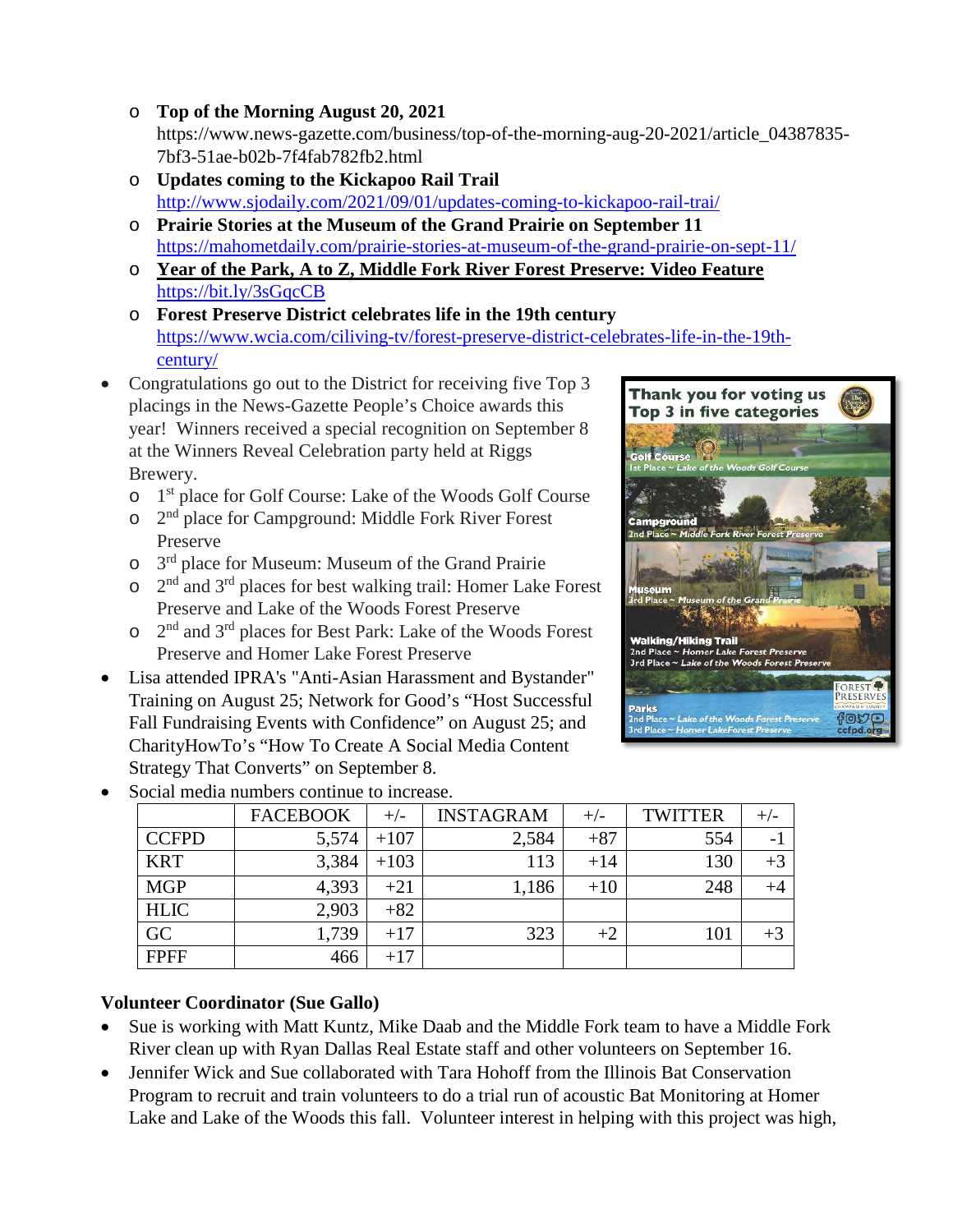- **Top of the Morning August 20, 2021**
  https://www.news-gazette.com/business/top-of-the-morning-aug-20-2021/article_04387835-7bf3-51ae-b02b-7f4fab782fb2.html
- **Updates coming to the Kickapoo Rail Trail**
  http://www.sjodaily.com/2021/09/01/updates-coming-to-kickapoo-rail-trai/
- **Prairie Stories at the Museum of the Grand Prairie on September 11**
  https://mahometdaily.com/prairie-stories-at-museum-of-the-grand-prairie-on-sept-11/
- **Year of the Park, A to Z, Middle Fork River Forest Preserve: Video Feature**
  https://bit.ly/3sGqcCB
- **Forest Preserve District celebrates life in the 19th century**
  https://www.wcia.com/ciliving-tv/forest-preserve-district-celebrates-life-in-the-19th-century/

- Congratulations go out to the District for receiving five Top 3 placings in the News-Gazette People's Choice awards this year! Winners received a special recognition on September 8 at the Winners Reveal Celebration party held at Riggs Brewery.
  - 1st place for Golf Course: Lake of the Woods Golf Course
  - 2nd place for Campground: Middle Fork River Forest Preserve
  - 3rd place for Museum: Museum of the Grand Prairie
  - 2nd and 3rd places for best walking trail: Homer Lake Forest Preserve and Lake of the Woods Forest Preserve
  - 2nd and 3rd places for Best Park: Lake of the Woods Forest Preserve and Homer Lake Forest Preserve
- Lisa attended IPRA's "Anti-Asian Harassment and Bystander" Training on August 25; Network for Good's "Host Successful Fall Fundraising Events with Confidence" on August 25; and CharityHowTo's "How To Create A Social Media Content Strategy That Converts" on September 8.
- Social media numbers continue to increase.

| | FACEBOOK | +/- | INSTAGRAM | +/- | TWITTER | +/- |
|---|---|---|---|---|---|---|
| CCFPD | 5,574 | +107 | 2,584 | +87 | 554 | -1 |
| KRT | 3,384 | +103 | 113 | +14 | 130 | +3 |
| MGP | 4,393 | +21 | 1,186 | +10 | 248 | +4 |
| HLIC | 2,903 | +82 | | | | |
| GC | 1,739 | +17 | 323 | +2 | 101 | +3 |
| FPFF | 466 | +17 | | | | |

**Volunteer Coordinator (Sue Gallo)**

- Sue is working with Matt Kuntz, Mike Daab and the Middle Fork team to have a Middle Fork River clean up with Ryan Dallas Real Estate staff and other volunteers on September 16.
- Jennifer Wick and Sue collaborated with Tara Hohoff from the Illinois Bat Conservation Program to recruit and train volunteers to do a trial run of acoustic Bat Monitoring at Homer Lake and Lake of the Woods this fall. Volunteer interest in helping with this project was high,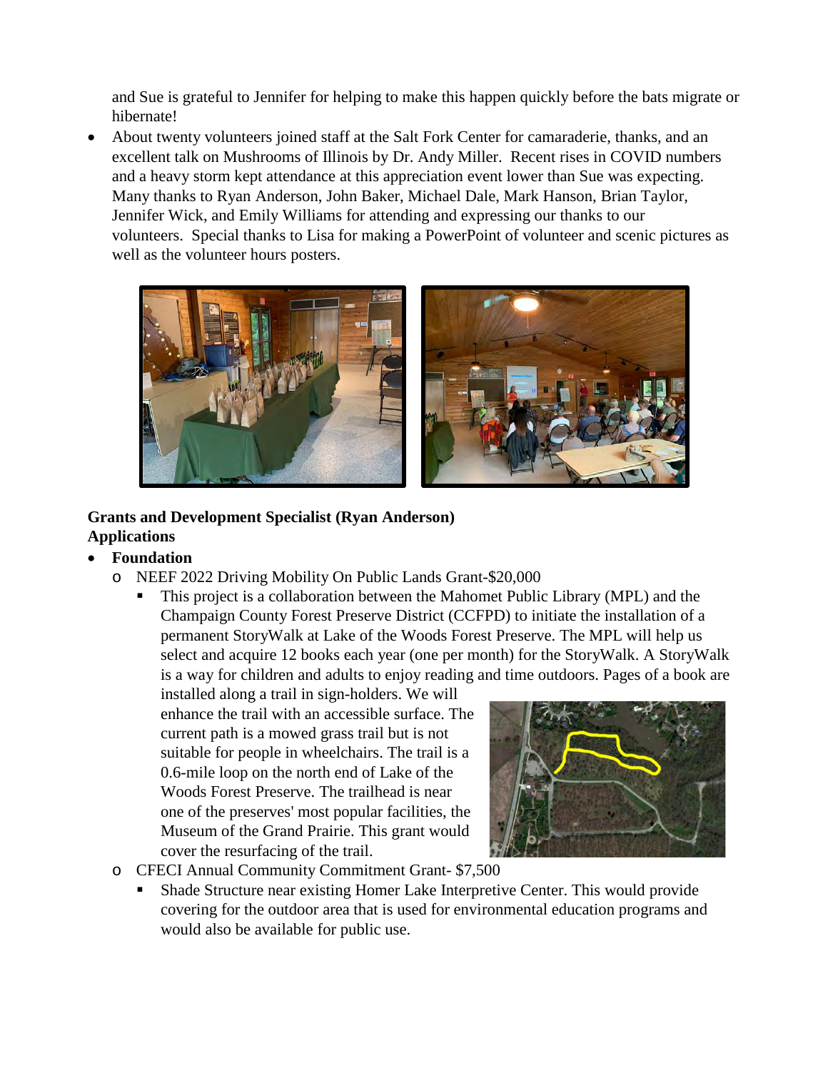and Sue is grateful to Jennifer for helping to make this happen quickly before the bats migrate or hibernate!

- About twenty volunteers joined staff at the Salt Fork Center for camaraderie, thanks, and an excellent talk on Mushrooms of Illinois by Dr. Andy Miller. Recent rises in COVID numbers and a heavy storm kept attendance at this appreciation event lower than Sue was expecting. Many thanks to Ryan Anderson, John Baker, Michael Dale, Mark Hanson, Brian Taylor, Jennifer Wick, and Emily Williams for attending and expressing our thanks to our volunteers. Special thanks to Lisa for making a PowerPoint of volunteer and scenic pictures as well as the volunteer hours posters.

**Grants and Development Specialist (Ryan Anderson)**
**Applications**

- **Foundation**
  - NEEF 2022 Driving Mobility On Public Lands Grant-$20,000
    - This project is a collaboration between the Mahomet Public Library (MPL) and the Champaign County Forest Preserve District (CCFPD) to initiate the installation of a permanent StoryWalk at Lake of the Woods Forest Preserve. The MPL will help us select and acquire 12 books each year (one per month) for the StoryWalk. A StoryWalk is a way for children and adults to enjoy reading and time outdoors. Pages of a book are installed along a trail in sign-holders. We will enhance the trail with an accessible surface. The current path is a mowed grass trail but is not suitable for people in wheelchairs. The trail is a 0.6-mile loop on the north end of Lake of the Woods Forest Preserve. The trailhead is near one of the preserves' most popular facilities, the Museum of the Grand Prairie. This grant would cover the resurfacing of the trail.
  - CFECI Annual Community Commitment Grant- $7,500
    - Shade Structure near existing Homer Lake Interpretive Center. This would provide covering for the outdoor area that is used for environmental education programs and would also be available for public use.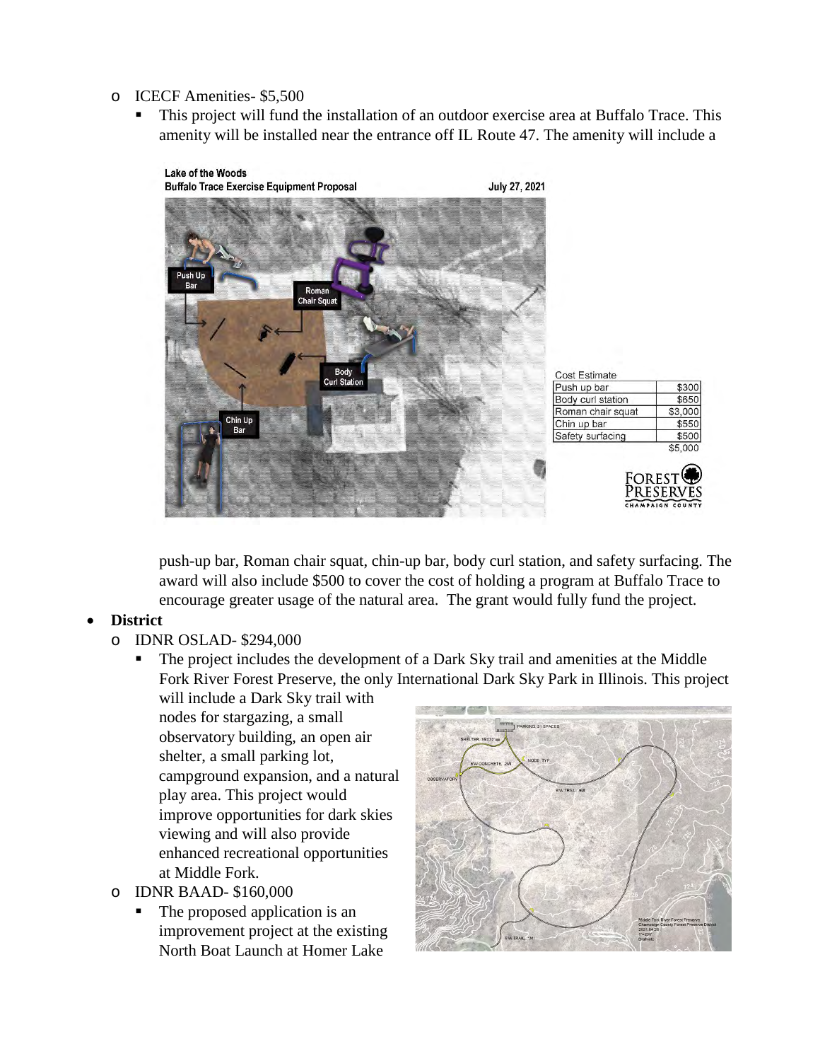- ICECF Amenities- $5,500
  - This project will fund the installation of an outdoor exercise area at Buffalo Trace. This amenity will be installed near the entrance off IL Route 47. The amenity will include a push-up bar, Roman chair squat, chin-up bar, body curl station, and safety surfacing. The award will also include $500 to cover the cost of holding a program at Buffalo Trace to encourage greater usage of the natural area. The grant would fully fund the project.

Lake of the Woods
Buffalo Trace Exercise Equipment Proposal
July 27, 2021

Cost Estimate

| Item | Cost |
| --- | --- |
| Push up bar | $300 |
| Body curl station | $650 |
| Roman chair squat | $3,000 |
| Chin up bar | $550 |
| Safety surfacing | $500 |
| | $5,000 |

- **District**
  - IDNR OSLAD- $294,000
    - The project includes the development of a Dark Sky trail and amenities at the Middle Fork River Forest Preserve, the only International Dark Sky Park in Illinois. This project will include a Dark Sky trail with nodes for stargazing, a small observatory building, an open air shelter, a small parking lot, campground expansion, and a natural play area. This project would improve opportunities for dark skies viewing and will also provide enhanced recreational opportunities at Middle Fork.
  - IDNR BAAD- $160,000
    - The proposed application is an improvement project at the existing North Boat Launch at Homer Lake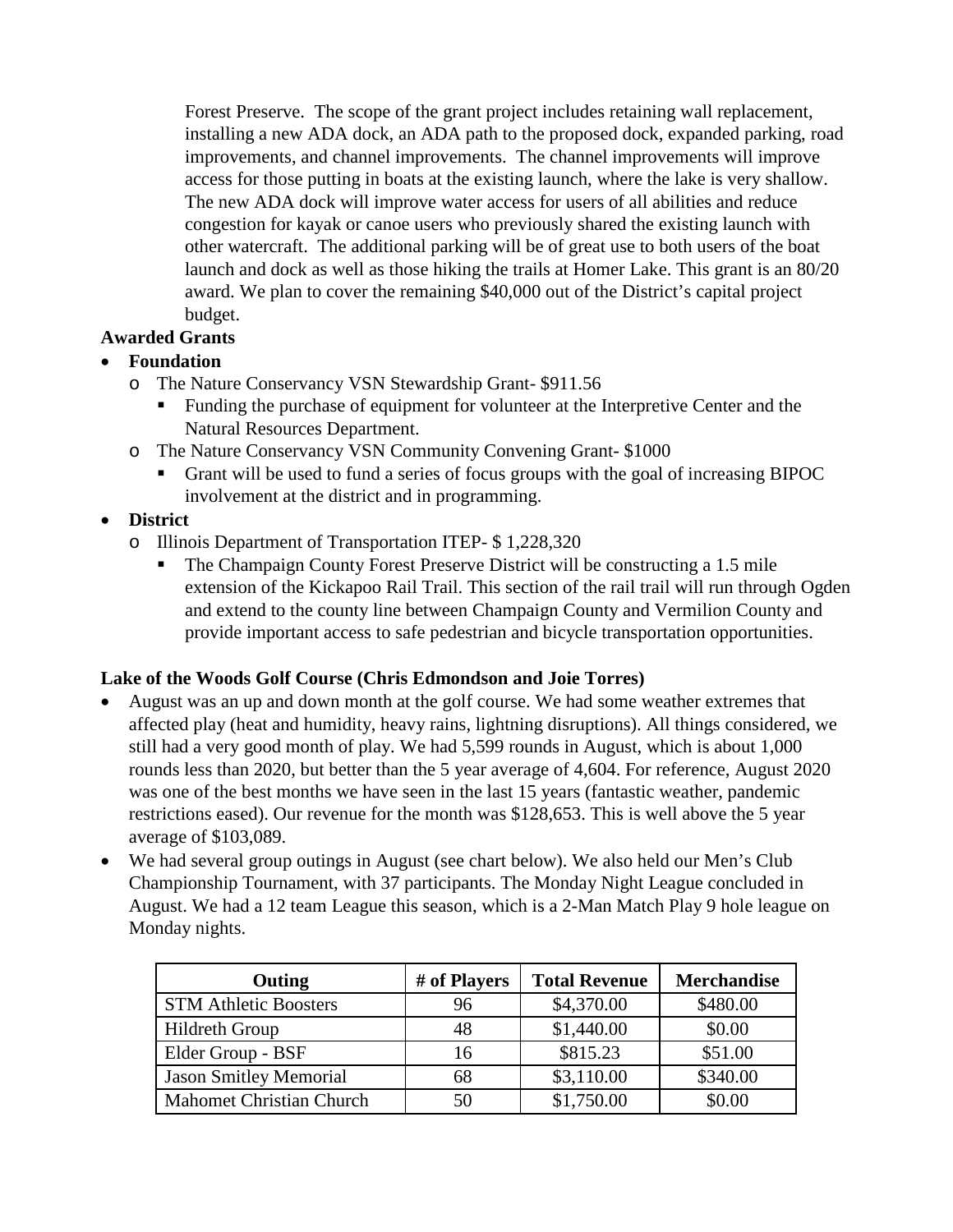Forest Preserve. The scope of the grant project includes retaining wall replacement, installing a new ADA dock, an ADA path to the proposed dock, expanded parking, road improvements, and channel improvements. The channel improvements will improve access for those putting in boats at the existing launch, where the lake is very shallow. The new ADA dock will improve water access for users of all abilities and reduce congestion for kayak or canoe users who previously shared the existing launch with other watercraft. The additional parking will be of great use to both users of the boat launch and dock as well as those hiking the trails at Homer Lake. This grant is an 80/20 award. We plan to cover the remaining $40,000 out of the District's capital project budget.

**Awarded Grants**

- **Foundation**
  - The Nature Conservancy VSN Stewardship Grant- $911.56
    - Funding the purchase of equipment for volunteer at the Interpretive Center and the Natural Resources Department.
  - The Nature Conservancy VSN Community Convening Grant- $1000
    - Grant will be used to fund a series of focus groups with the goal of increasing BIPOC involvement at the district and in programming.
- **District**
  - Illinois Department of Transportation ITEP- $ 1,228,320
    - The Champaign County Forest Preserve District will be constructing a 1.5 mile extension of the Kickapoo Rail Trail. This section of the rail trail will run through Ogden and extend to the county line between Champaign County and Vermilion County and provide important access to safe pedestrian and bicycle transportation opportunities.

**Lake of the Woods Golf Course (Chris Edmondson and Joie Torres)**

- August was an up and down month at the golf course. We had some weather extremes that affected play (heat and humidity, heavy rains, lightning disruptions). All things considered, we still had a very good month of play. We had 5,599 rounds in August, which is about 1,000 rounds less than 2020, but better than the 5 year average of 4,604. For reference, August 2020 was one of the best months we have seen in the last 15 years (fantastic weather, pandemic restrictions eased). Our revenue for the month was $128,653. This is well above the 5 year average of $103,089.
- We had several group outings in August (see chart below). We also held our Men's Club Championship Tournament, with 37 participants. The Monday Night League concluded in August. We had a 12 team League this season, which is a 2-Man Match Play 9 hole league on Monday nights.

| Outing | # of Players | Total Revenue | Merchandise |
|---|---|---|---|
| STM Athletic Boosters | 96 | $4,370.00 | $480.00 |
| Hildreth Group | 48 | $1,440.00 | $0.00 |
| Elder Group - BSF | 16 | $815.23 | $51.00 |
| Jason Smitley Memorial | 68 | $3,110.00 | $340.00 |
| Mahomet Christian Church | 50 | $1,750.00 | $0.00 |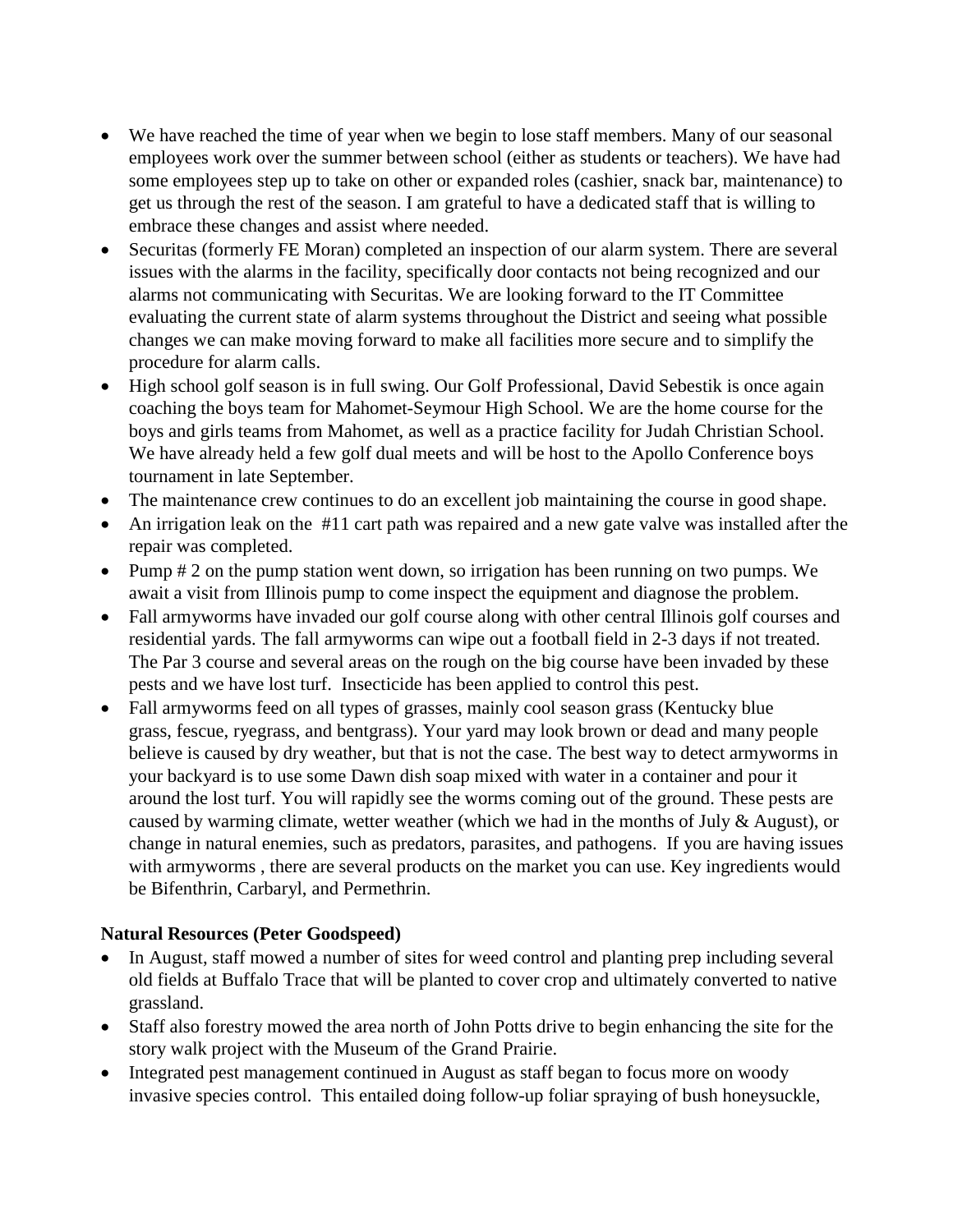- We have reached the time of year when we begin to lose staff members. Many of our seasonal employees work over the summer between school (either as students or teachers). We have had some employees step up to take on other or expanded roles (cashier, snack bar, maintenance) to get us through the rest of the season. I am grateful to have a dedicated staff that is willing to embrace these changes and assist where needed.
- Securitas (formerly FE Moran) completed an inspection of our alarm system. There are several issues with the alarms in the facility, specifically door contacts not being recognized and our alarms not communicating with Securitas. We are looking forward to the IT Committee evaluating the current state of alarm systems throughout the District and seeing what possible changes we can make moving forward to make all facilities more secure and to simplify the procedure for alarm calls.
- High school golf season is in full swing. Our Golf Professional, David Sebestik is once again coaching the boys team for Mahomet-Seymour High School. We are the home course for the boys and girls teams from Mahomet, as well as a practice facility for Judah Christian School. We have already held a few golf dual meets and will be host to the Apollo Conference boys tournament in late September.
- The maintenance crew continues to do an excellent job maintaining the course in good shape.
- An irrigation leak on the #11 cart path was repaired and a new gate valve was installed after the repair was completed.
- Pump # 2 on the pump station went down, so irrigation has been running on two pumps. We await a visit from Illinois pump to come inspect the equipment and diagnose the problem.
- Fall armyworms have invaded our golf course along with other central Illinois golf courses and residential yards. The fall armyworms can wipe out a football field in 2-3 days if not treated. The Par 3 course and several areas on the rough on the big course have been invaded by these pests and we have lost turf. Insecticide has been applied to control this pest.
- Fall armyworms feed on all types of grasses, mainly cool season grass (Kentucky blue grass, fescue, ryegrass, and bentgrass). Your yard may look brown or dead and many people believe is caused by dry weather, but that is not the case. The best way to detect armyworms in your backyard is to use some Dawn dish soap mixed with water in a container and pour it around the lost turf. You will rapidly see the worms coming out of the ground. These pests are caused by warming climate, wetter weather (which we had in the months of July & August), or change in natural enemies, such as predators, parasites, and pathogens. If you are having issues with armyworms , there are several products on the market you can use. Key ingredients would be Bifenthrin, Carbaryl, and Permethrin.

**Natural Resources (Peter Goodspeed)**

- In August, staff mowed a number of sites for weed control and planting prep including several old fields at Buffalo Trace that will be planted to cover crop and ultimately converted to native grassland.
- Staff also forestry mowed the area north of John Potts drive to begin enhancing the site for the story walk project with the Museum of the Grand Prairie.
- Integrated pest management continued in August as staff began to focus more on woody invasive species control. This entailed doing follow-up foliar spraying of bush honeysuckle,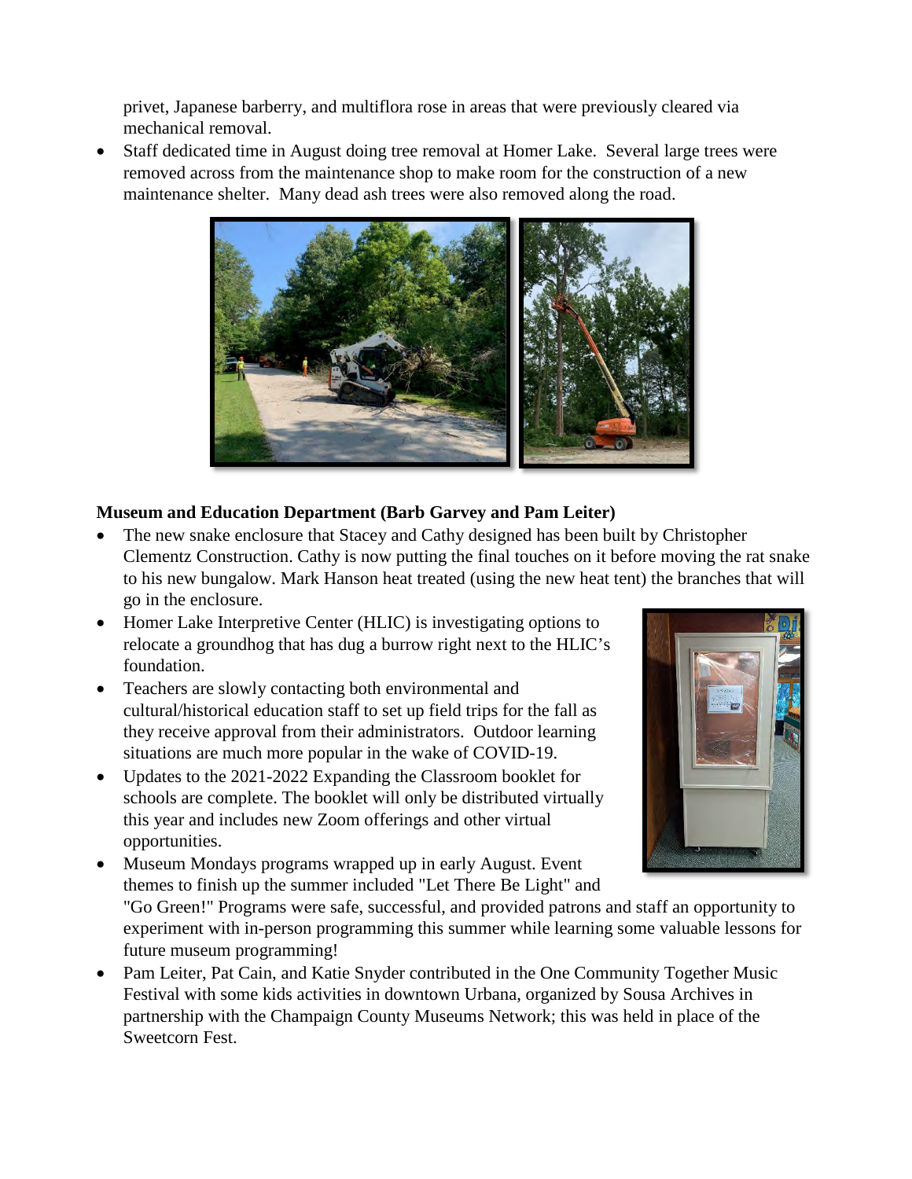privet, Japanese barberry, and multiflora rose in areas that were previously cleared via mechanical removal.

- Staff dedicated time in August doing tree removal at Homer Lake. Several large trees were removed across from the maintenance shop to make room for the construction of a new maintenance shelter. Many dead ash trees were also removed along the road.

**Museum and Education Department (Barb Garvey and Pam Leiter)**

- The new snake enclosure that Stacey and Cathy designed has been built by Christopher Clementz Construction. Cathy is now putting the final touches on it before moving the rat snake to his new bungalow. Mark Hanson heat treated (using the new heat tent) the branches that will go in the enclosure.
- Homer Lake Interpretive Center (HLIC) is investigating options to relocate a groundhog that has dug a burrow right next to the HLIC's foundation.
- Teachers are slowly contacting both environmental and cultural/historical education staff to set up field trips for the fall as they receive approval from their administrators. Outdoor learning situations are much more popular in the wake of COVID-19.
- Updates to the 2021-2022 Expanding the Classroom booklet for schools are complete. The booklet will only be distributed virtually this year and includes new Zoom offerings and other virtual opportunities.
- Museum Mondays programs wrapped up in early August. Event themes to finish up the summer included "Let There Be Light" and "Go Green!" Programs were safe, successful, and provided patrons and staff an opportunity to experiment with in-person programming this summer while learning some valuable lessons for future museum programming!
- Pam Leiter, Pat Cain, and Katie Snyder contributed in the One Community Together Music Festival with some kids activities in downtown Urbana, organized by Sousa Archives in partnership with the Champaign County Museums Network; this was held in place of the Sweetcorn Fest.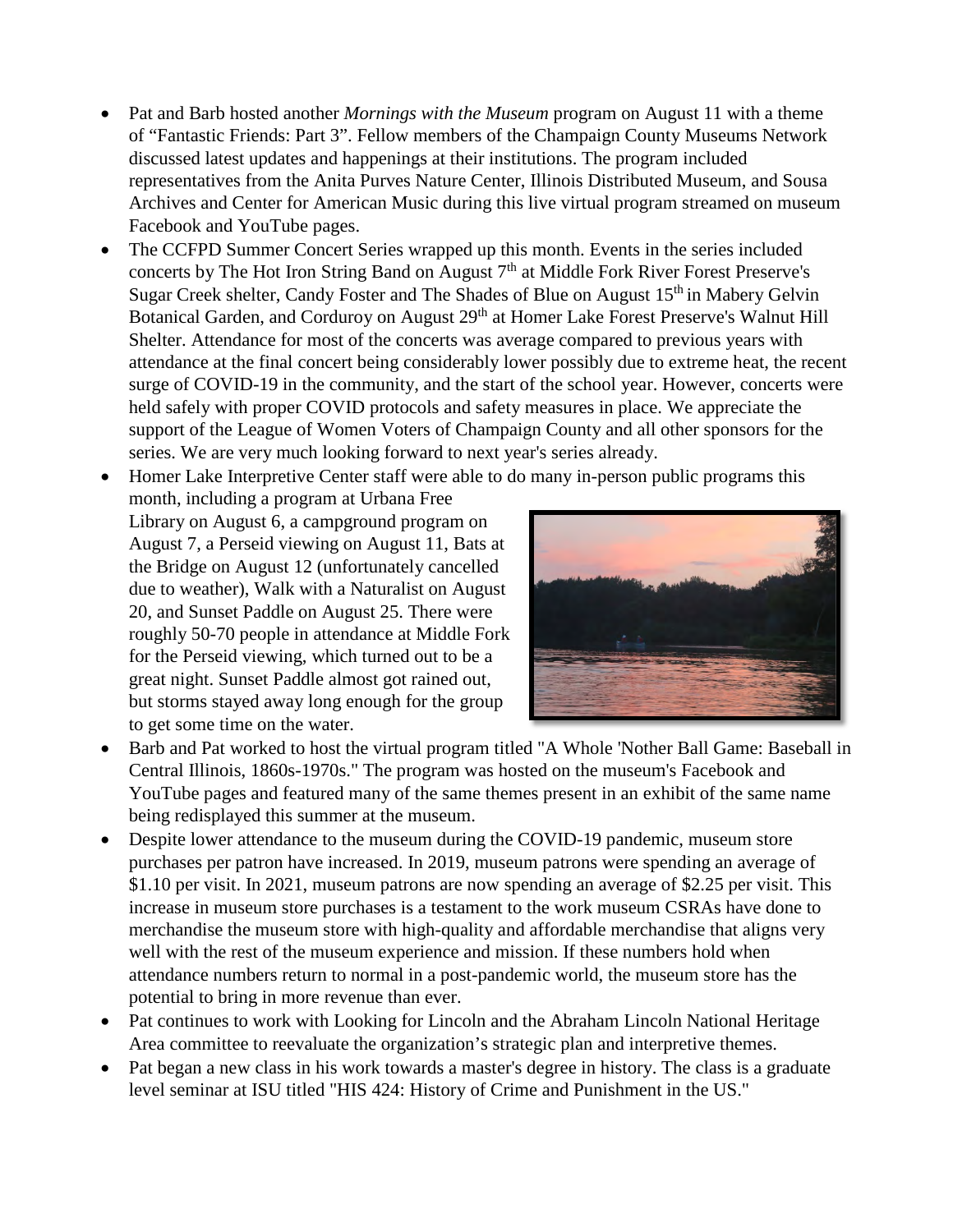- Pat and Barb hosted another *Mornings with the Museum* program on August 11 with a theme of "Fantastic Friends: Part 3". Fellow members of the Champaign County Museums Network discussed latest updates and happenings at their institutions. The program included representatives from the Anita Purves Nature Center, Illinois Distributed Museum, and Sousa Archives and Center for American Music during this live virtual program streamed on museum Facebook and YouTube pages.
- The CCFPD Summer Concert Series wrapped up this month. Events in the series included concerts by The Hot Iron String Band on August 7th at Middle Fork River Forest Preserve's Sugar Creek shelter, Candy Foster and The Shades of Blue on August 15th in Mabery Gelvin Botanical Garden, and Corduroy on August 29th at Homer Lake Forest Preserve's Walnut Hill Shelter. Attendance for most of the concerts was average compared to previous years with attendance at the final concert being considerably lower possibly due to extreme heat, the recent surge of COVID-19 in the community, and the start of the school year. However, concerts were held safely with proper COVID protocols and safety measures in place. We appreciate the support of the League of Women Voters of Champaign County and all other sponsors for the series. We are very much looking forward to next year's series already.
- Homer Lake Interpretive Center staff were able to do many in-person public programs this month, including a program at Urbana Free Library on August 6, a campground program on August 7, a Perseid viewing on August 11, Bats at the Bridge on August 12 (unfortunately cancelled due to weather), Walk with a Naturalist on August 20, and Sunset Paddle on August 25. There were roughly 50-70 people in attendance at Middle Fork for the Perseid viewing, which turned out to be a great night. Sunset Paddle almost got rained out, but storms stayed away long enough for the group to get some time on the water.
- Barb and Pat worked to host the virtual program titled "A Whole 'Nother Ball Game: Baseball in Central Illinois, 1860s-1970s." The program was hosted on the museum's Facebook and YouTube pages and featured many of the same themes present in an exhibit of the same name being redisplayed this summer at the museum.
- Despite lower attendance to the museum during the COVID-19 pandemic, museum store purchases per patron have increased. In 2019, museum patrons were spending an average of $1.10 per visit. In 2021, museum patrons are now spending an average of $2.25 per visit. This increase in museum store purchases is a testament to the work museum CSRAs have done to merchandise the museum store with high-quality and affordable merchandise that aligns very well with the rest of the museum experience and mission. If these numbers hold when attendance numbers return to normal in a post-pandemic world, the museum store has the potential to bring in more revenue than ever.
- Pat continues to work with Looking for Lincoln and the Abraham Lincoln National Heritage Area committee to reevaluate the organization's strategic plan and interpretive themes.
- Pat began a new class in his work towards a master's degree in history. The class is a graduate level seminar at ISU titled "HIS 424: History of Crime and Punishment in the US."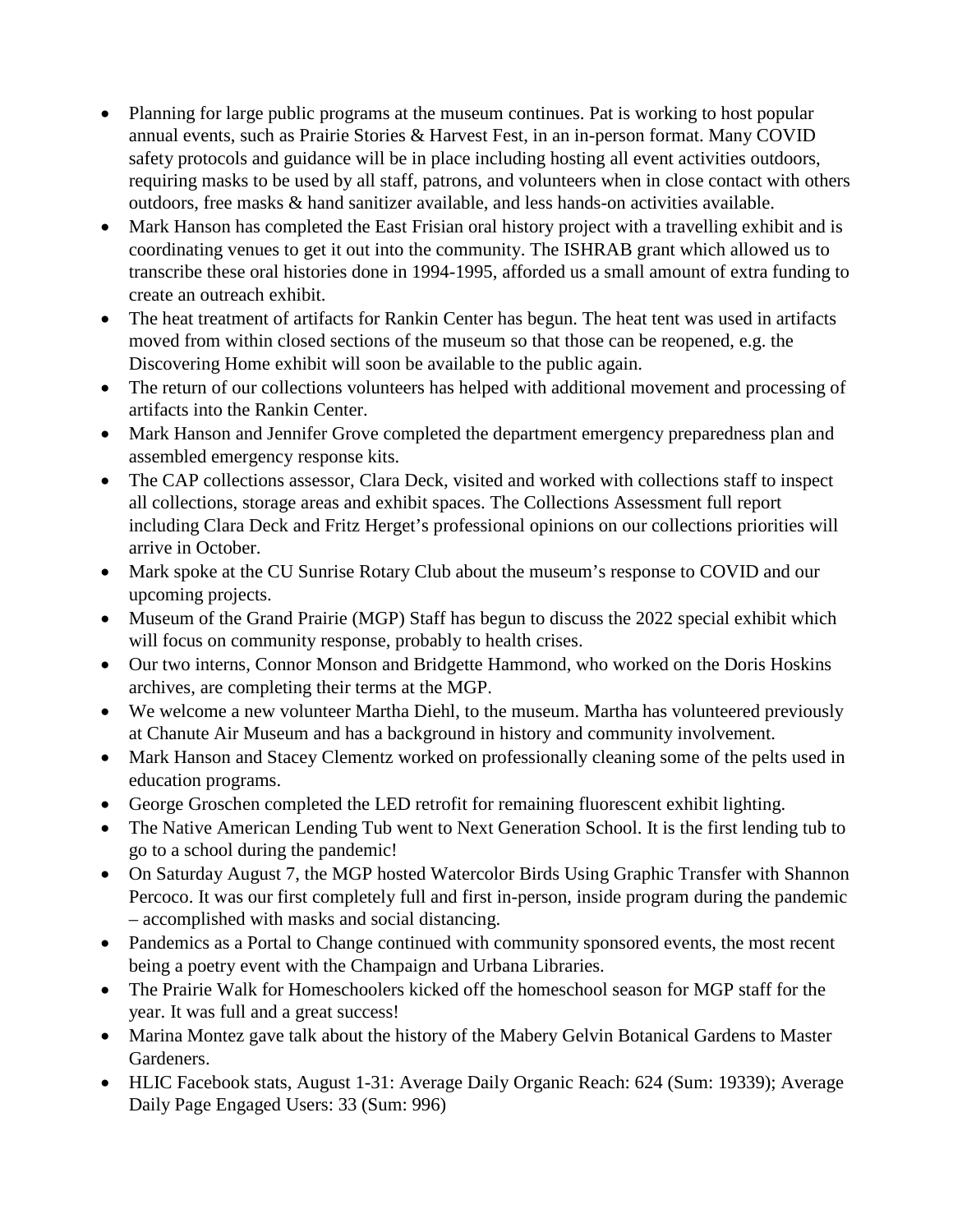- Planning for large public programs at the museum continues. Pat is working to host popular annual events, such as Prairie Stories & Harvest Fest, in an in-person format. Many COVID safety protocols and guidance will be in place including hosting all event activities outdoors, requiring masks to be used by all staff, patrons, and volunteers when in close contact with others outdoors, free masks & hand sanitizer available, and less hands-on activities available.
- Mark Hanson has completed the East Frisian oral history project with a travelling exhibit and is coordinating venues to get it out into the community. The ISHRAB grant which allowed us to transcribe these oral histories done in 1994-1995, afforded us a small amount of extra funding to create an outreach exhibit.
- The heat treatment of artifacts for Rankin Center has begun. The heat tent was used in artifacts moved from within closed sections of the museum so that those can be reopened, e.g. the Discovering Home exhibit will soon be available to the public again.
- The return of our collections volunteers has helped with additional movement and processing of artifacts into the Rankin Center.
- Mark Hanson and Jennifer Grove completed the department emergency preparedness plan and assembled emergency response kits.
- The CAP collections assessor, Clara Deck, visited and worked with collections staff to inspect all collections, storage areas and exhibit spaces. The Collections Assessment full report including Clara Deck and Fritz Herget's professional opinions on our collections priorities will arrive in October.
- Mark spoke at the CU Sunrise Rotary Club about the museum's response to COVID and our upcoming projects.
- Museum of the Grand Prairie (MGP) Staff has begun to discuss the 2022 special exhibit which will focus on community response, probably to health crises.
- Our two interns, Connor Monson and Bridgette Hammond, who worked on the Doris Hoskins archives, are completing their terms at the MGP.
- We welcome a new volunteer Martha Diehl, to the museum. Martha has volunteered previously at Chanute Air Museum and has a background in history and community involvement.
- Mark Hanson and Stacey Clementz worked on professionally cleaning some of the pelts used in education programs.
- George Groschen completed the LED retrofit for remaining fluorescent exhibit lighting.
- The Native American Lending Tub went to Next Generation School. It is the first lending tub to go to a school during the pandemic!
- On Saturday August 7, the MGP hosted Watercolor Birds Using Graphic Transfer with Shannon Percoco. It was our first completely full and first in-person, inside program during the pandemic – accomplished with masks and social distancing.
- Pandemics as a Portal to Change continued with community sponsored events, the most recent being a poetry event with the Champaign and Urbana Libraries.
- The Prairie Walk for Homeschoolers kicked off the homeschool season for MGP staff for the year. It was full and a great success!
- Marina Montez gave talk about the history of the Mabery Gelvin Botanical Gardens to Master Gardeners.
- HLIC Facebook stats, August 1-31: Average Daily Organic Reach: 624 (Sum: 19339); Average Daily Page Engaged Users: 33 (Sum: 996)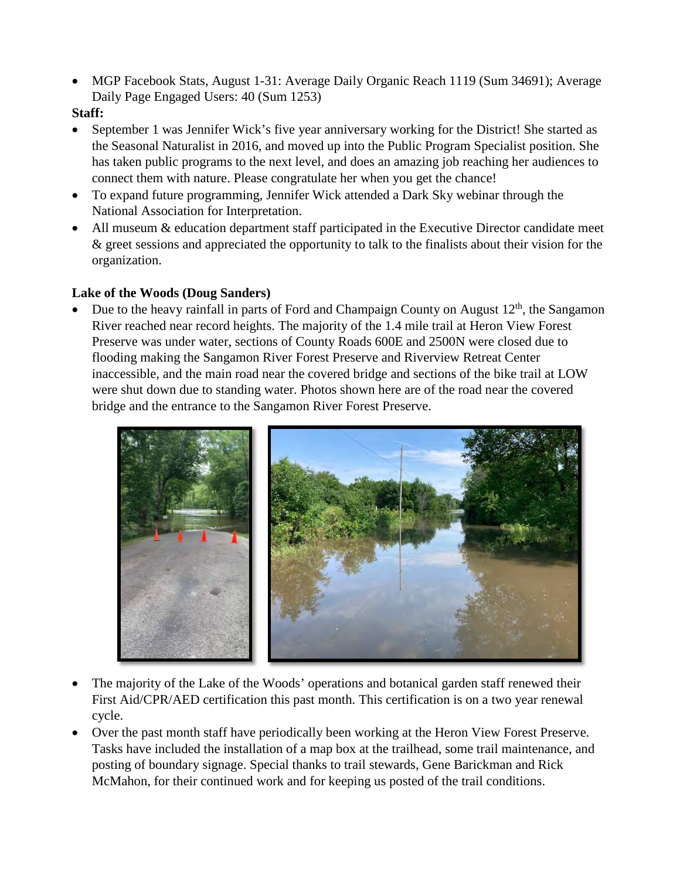- MGP Facebook Stats, August 1-31: Average Daily Organic Reach 1119 (Sum 34691); Average Daily Page Engaged Users: 40 (Sum 1253)

**Staff:**

- September 1 was Jennifer Wick's five year anniversary working for the District! She started as the Seasonal Naturalist in 2016, and moved up into the Public Program Specialist position. She has taken public programs to the next level, and does an amazing job reaching her audiences to connect them with nature. Please congratulate her when you get the chance!
- To expand future programming, Jennifer Wick attended a Dark Sky webinar through the National Association for Interpretation.
- All museum & education department staff participated in the Executive Director candidate meet & greet sessions and appreciated the opportunity to talk to the finalists about their vision for the organization.

**Lake of the Woods (Doug Sanders)**

- Due to the heavy rainfall in parts of Ford and Champaign County on August 12th, the Sangamon River reached near record heights. The majority of the 1.4 mile trail at Heron View Forest Preserve was under water, sections of County Roads 600E and 2500N were closed due to flooding making the Sangamon River Forest Preserve and Riverview Retreat Center inaccessible, and the main road near the covered bridge and sections of the bike trail at LOW were shut down due to standing water. Photos shown here are of the road near the covered bridge and the entrance to the Sangamon River Forest Preserve.
- The majority of the Lake of the Woods' operations and botanical garden staff renewed their First Aid/CPR/AED certification this past month. This certification is on a two year renewal cycle.
- Over the past month staff have periodically been working at the Heron View Forest Preserve. Tasks have included the installation of a map box at the trailhead, some trail maintenance, and posting of boundary signage. Special thanks to trail stewards, Gene Barickman and Rick McMahon, for their continued work and for keeping us posted of the trail conditions.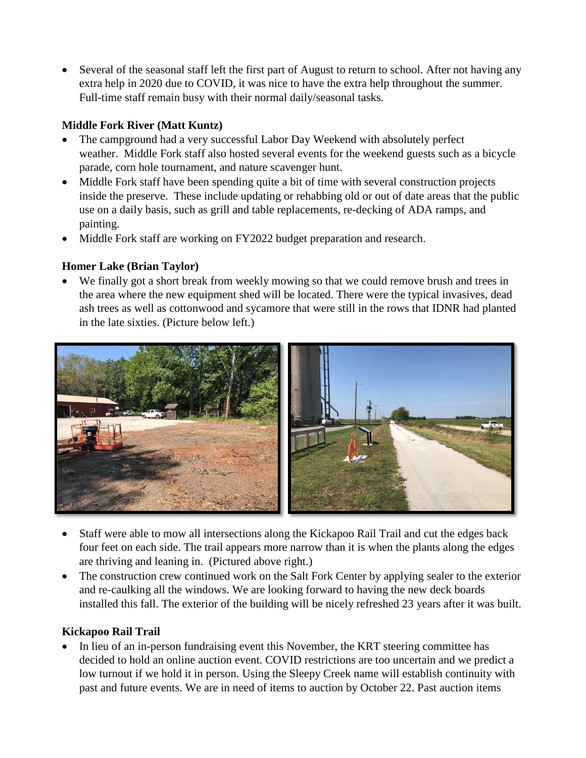- Several of the seasonal staff left the first part of August to return to school. After not having any extra help in 2020 due to COVID, it was nice to have the extra help throughout the summer. Full-time staff remain busy with their normal daily/seasonal tasks.

**Middle Fork River (Matt Kuntz)**

- The campground had a very successful Labor Day Weekend with absolutely perfect weather. Middle Fork staff also hosted several events for the weekend guests such as a bicycle parade, corn hole tournament, and nature scavenger hunt.
- Middle Fork staff have been spending quite a bit of time with several construction projects inside the preserve. These include updating or rehabbing old or out of date areas that the public use on a daily basis, such as grill and table replacements, re-decking of ADA ramps, and painting.
- Middle Fork staff are working on FY2022 budget preparation and research.

**Homer Lake (Brian Taylor)**

- We finally got a short break from weekly mowing so that we could remove brush and trees in the area where the new equipment shed will be located. There were the typical invasives, dead ash trees as well as cottonwood and sycamore that were still in the rows that IDNR had planted in the late sixties. (Picture below left.)
- Staff were able to mow all intersections along the Kickapoo Rail Trail and cut the edges back four feet on each side. The trail appears more narrow than it is when the plants along the edges are thriving and leaning in. (Pictured above right.)
- The construction crew continued work on the Salt Fork Center by applying sealer to the exterior and re-caulking all the windows. We are looking forward to having the new deck boards installed this fall. The exterior of the building will be nicely refreshed 23 years after it was built.

**Kickapoo Rail Trail**

- In lieu of an in-person fundraising event this November, the KRT steering committee has decided to hold an online auction event. COVID restrictions are too uncertain and we predict a low turnout if we hold it in person. Using the Sleepy Creek name will establish continuity with past and future events. We are in need of items to auction by October 22. Past auction items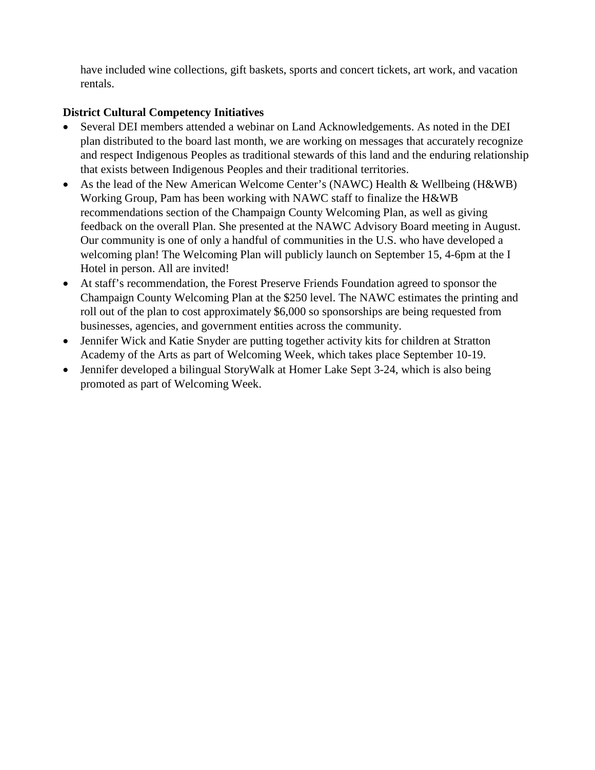have included wine collections, gift baskets, sports and concert tickets, art work, and vacation rentals.

**District Cultural Competency Initiatives**

- Several DEI members attended a webinar on Land Acknowledgements. As noted in the DEI plan distributed to the board last month, we are working on messages that accurately recognize and respect Indigenous Peoples as traditional stewards of this land and the enduring relationship that exists between Indigenous Peoples and their traditional territories.
- As the lead of the New American Welcome Center's (NAWC) Health & Wellbeing (H&WB) Working Group, Pam has been working with NAWC staff to finalize the H&WB recommendations section of the Champaign County Welcoming Plan, as well as giving feedback on the overall Plan. She presented at the NAWC Advisory Board meeting in August. Our community is one of only a handful of communities in the U.S. who have developed a welcoming plan! The Welcoming Plan will publicly launch on September 15, 4-6pm at the I Hotel in person. All are invited!
- At staff's recommendation, the Forest Preserve Friends Foundation agreed to sponsor the Champaign County Welcoming Plan at the $250 level. The NAWC estimates the printing and roll out of the plan to cost approximately $6,000 so sponsorships are being requested from businesses, agencies, and government entities across the community.
- Jennifer Wick and Katie Snyder are putting together activity kits for children at Stratton Academy of the Arts as part of Welcoming Week, which takes place September 10-19.
- Jennifer developed a bilingual StoryWalk at Homer Lake Sept 3-24, which is also being promoted as part of Welcoming Week.